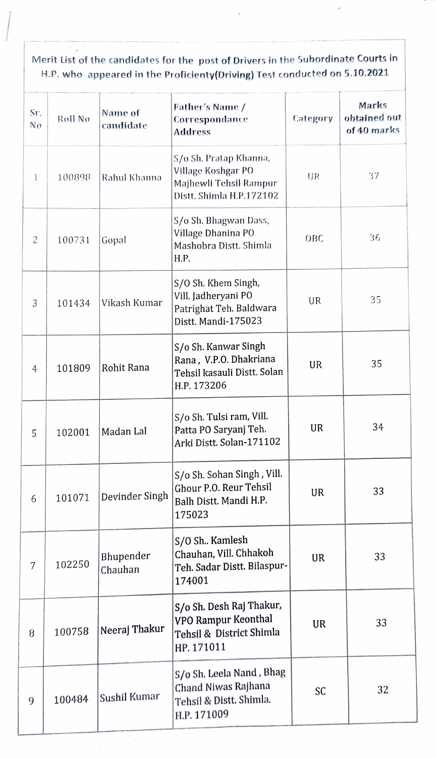Merit List of the candidates for the post of Drivers in the Subordinate Courts in H.P. who appeared in the Proficienty(Driving) Test conducted on 5.10.2021

| Sr. No | Roll No | Name of candidate | Father's Name / Correspondance Address | Category | Marks obtained out of 40 marks |
|---|---|---|---|---|---|
| 1 | 100898 | Rahul Khanna | S/o Sh. Pratap Khanna, Village Koshgar PO Majhewli Tehsil Rampur Distt. Shimla H.P.172102 | UR | 37 |
| 2 | 100731 | Gopal | S/o Sh. Bhagwan Dass, Village Dhanina PO Mashobra Distt. Shimla H.P. | OBC | 36 |
| 3 | 101434 | Vikash Kumar | S/O Sh. Khem Singh, Vill. Jadheryani PO Patrighat Teh. Baldwara Distt. Mandi-175023 | UR | 35 |
| 4 | 101809 | Rohit Rana | S/o Sh. Kanwar Singh Rana , V.P.O. Dhakriana Tehsil kasauli Distt. Solan H.P. 173206 | UR | 35 |
| 5 | 102001 | Madan Lal | S/o Sh. Tulsi ram, Vill. Patta PO Saryanj Teh. Arki Distt. Solan-171102 | UR | 34 |
| 6 | 101071 | Devinder Singh | S/o Sh. Sohan Singh , Vill. Ghour P.O. Reur Tehsil Balh Distt. Mandi H.P. 175023 | UR | 33 |
| 7 | 102250 | Bhupender Chauhan | S/O Sh.. Kamlesh Chauhan, Vill. Chhakoh Teh. Sadar Distt. Bilaspur-174001 | UR | 33 |
| 8 | 100758 | Neeraj Thakur | S/o Sh. Desh Raj Thakur, VPO Rampur Keonthal Tehsil & District Shimla HP. 171011 | UR | 33 |
| 9 | 100484 | Sushil Kumar | S/o Sh. Leela Nand , Bhag Chand Niwas Rajhana Tehsil & Distt. Shimla. H.P. 171009 | SC | 32 |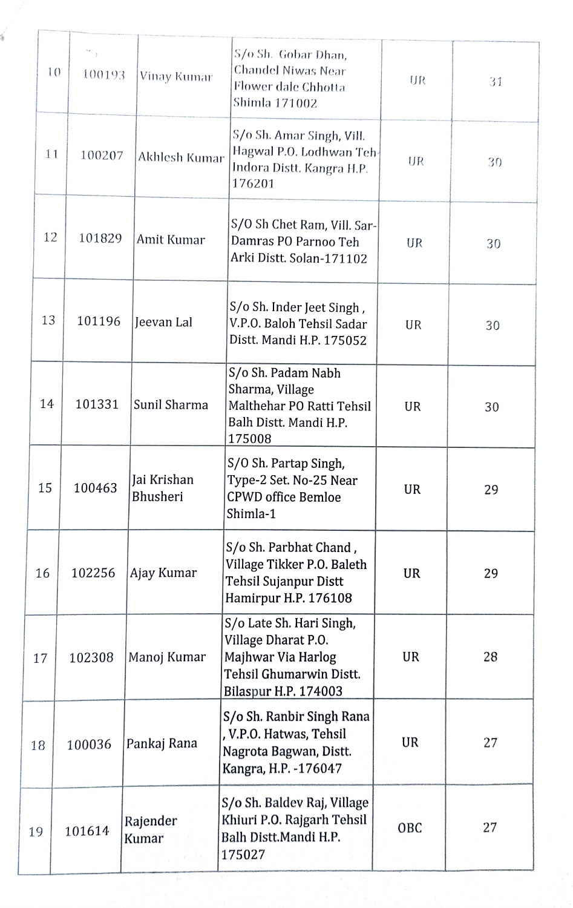| | | | | | |
|---|---|---|---|---|---|
| 10 | 100193 | Vinay Kumar | S/o Sh. Gobar Dhan, Chandel Niwas Near Flower dale Chhotta Shimla 171002 | UR | 31 |
| 11 | 100207 | Akhlesh Kumar | S/o Sh. Amar Singh, Vill. Hagwal P.O. Lodhwan Teh Indora Distt. Kangra H.P. 176201 | UR | 30 |
| 12 | 101829 | Amit Kumar | S/O Sh Chet Ram, Vill. Sar-Damras PO Parnoo Teh Arki Distt. Solan-171102 | UR | 30 |
| 13 | 101196 | Jeevan Lal | S/o Sh. Inder Jeet Singh , V.P.O. Baloh Tehsil Sadar Distt. Mandi H.P. 175052 | UR | 30 |
| 14 | 101331 | Sunil Sharma | S/o Sh. Padam Nabh Sharma, Village Malthehar PO Ratti Tehsil Balh Distt. Mandi H.P. 175008 | UR | 30 |
| 15 | 100463 | Jai Krishan Bhusheri | S/O Sh. Partap Singh, Type-2 Set. No-25 Near CPWD office Bemloe Shimla-1 | UR | 29 |
| 16 | 102256 | Ajay Kumar | S/o Sh. Parbhat Chand , Village Tikker P.O. Baleth Tehsil Sujanpur Distt Hamirpur H.P. 176108 | UR | 29 |
| 17 | 102308 | Manoj Kumar | S/o Late Sh. Hari Singh, Village Dharat P.O. Majhwar Via Harlog Tehsil Ghumarwin Distt. Bilaspur H.P. 174003 | UR | 28 |
| 18 | 100036 | Pankaj Rana | S/o Sh. Ranbir Singh Rana , V.P.O. Hatwas, Tehsil Nagrota Bagwan, Distt. Kangra, H.P. -176047 | UR | 27 |
| 19 | 101614 | Rajender Kumar | S/o Sh. Baldev Raj, Village Khiuri P.O. Rajgarh Tehsil Balh Distt.Mandi H.P. 175027 | OBC | 27 |